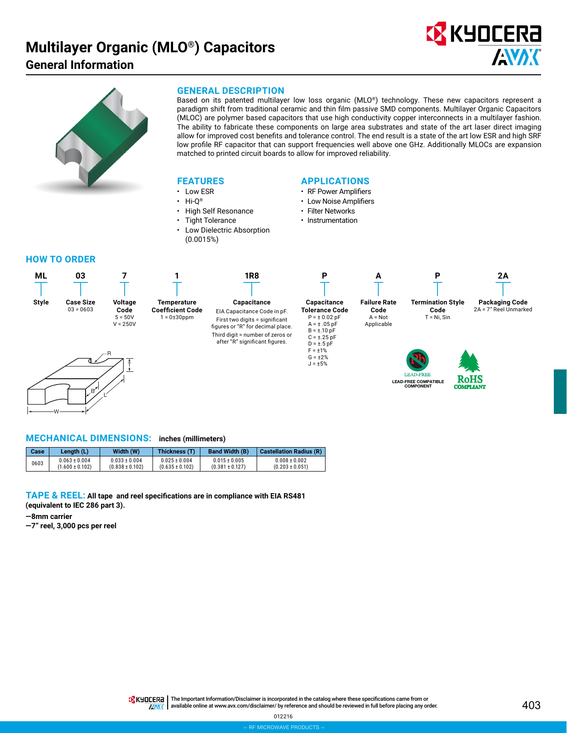# Multilayer Organic (MLO®) Capacitors

## General Information

### GENERAL DESCRIPTION

Based on its patented multilayer low loss organic (MLO®) technology. These new capacitors represent a paradigm shift from traditional ceramic and thin film passive SMD components. Multilayer Organic Capacitors (MLOC) are polymer based capacitors that use high conductivity copper interconnects in a multilayer fashion. The ability to fabricate these components on large area substrates and state of the art laser direct imaging allow for improved cost benefits and tolerance control. The end result is a state of the art low ESR and high SRF low profile RF capacitor that can support frequencies well above one GHz. Additionally MLOCs are expansion matched to printed circuit boards to allow for improved reliability.

### FEATURES

- Low ESR
- Hi-Q®
- High Self Resonance
- Tight Tolerance
- Low Dielectric Absorption (0.0015%)

### APPLICATIONS

- RF Power Amplifiers
- Low Noise Amplifiers
- Filter Networks
- Instrumentation

### HOW TO ORDER

| ML | 03 | 7 | 1 | 1R8 | P | A | P | 2A |
|---|---|---|---|---|---|---|---|---|
| **Style** | **Case Size** 03 = 0603 | **Voltage Code** 5 = 50V V = 250V | **Temperature Coefficient Code** 1 = 0±30ppm | **Capacitance** EIA Capacitance Code in pF. First two digits = significant figures or "R" for decimal place. Third digit = number of zeros or after "R" significant figures. | **Capacitance Tolerance Code** P = ± 0.02 pF A = ± .05 pF B = ±.10 pF C = ±.25 pF D = ±.5 pF F = ±1% G = ±2% J = ±5% | **Failure Rate Code** A = Not Applicable | **Termination Style Code** T = Ni, Sin | **Packaging Code** 2A = 7" Reel Unmarked |

LEAD-FREE COMPATIBLE COMPONENT

RoHS COMPLIANT

### MECHANICAL DIMENSIONS: inches (millimeters)

| Case | Length (L) | Width (W) | Thickness (T) | Band Width (B) | Castellation Radius (R) |
|---|---|---|---|---|---|
| 0603 | 0.063 ± 0.004 (1.600 ± 0.102) | 0.033 ± 0.004 (0.838 ± 0.102) | 0.025 ± 0.004 (0.635 ± 0.102) | 0.015 ± 0.005 (0.381 ± 0.127) | 0.008 ± 0.002 (0.203 ± 0.051) |

### TAPE & REEL: All tape and reel specifications are in compliance with EIA RS481 (equivalent to IEC 286 part 3).

**—8mm carrier**

**—7" reel, 3,000 pcs per reel**

The Important Information/Disclaimer is incorporated in the catalog where these specifications came from or available online at www.avx.com/disclaimer/ by reference and should be reviewed in full before placing any order.

012216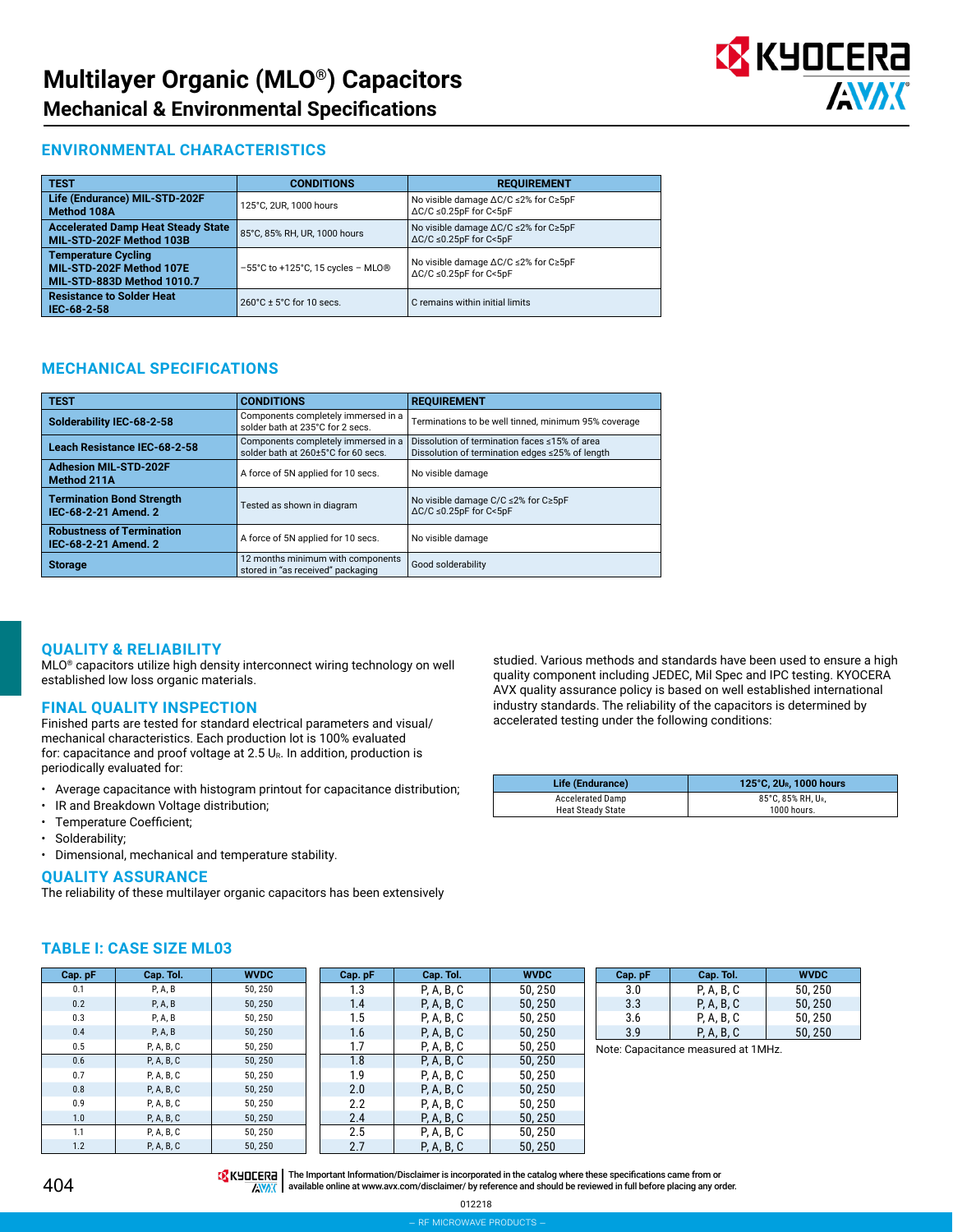# Multilayer Organic (MLO®) Capacitors

## Mechanical & Environmental Specifications

### ENVIRONMENTAL CHARACTERISTICS

| TEST | CONDITIONS | REQUIREMENT |
|---|---|---|
| **Life (Endurance) MIL-STD-202F Method 108A** | 125°C, 2UR, 1000 hours | No visible damage ΔC/C ≤2% for C≥5pF ΔC/C ≤0.25pF for C<5pF |
| **Accelerated Damp Heat Steady State MIL-STD-202F Method 103B** | 85°C, 85% RH, UR, 1000 hours | No visible damage ΔC/C ≤2% for C≥5pF ΔC/C ≤0.25pF for C<5pF |
| **Temperature Cycling MIL-STD-202F Method 107E MIL-STD-883D Method 1010.7** | −55°C to +125°C, 15 cycles – MLO® | No visible damage ΔC/C ≤2% for C≥5pF ΔC/C ≤0.25pF for C<5pF |
| **Resistance to Solder Heat IEC-68-2-58** | 260°C ± 5°C for 10 secs. | C remains within initial limits |

### MECHANICAL SPECIFICATIONS

| TEST | CONDITIONS | REQUIREMENT |
|---|---|---|
| **Solderability IEC-68-2-58** | Components completely immersed in a solder bath at 235°C for 2 secs. | Terminations to be well tinned, minimum 95% coverage |
| **Leach Resistance IEC-68-2-58** | Components completely immersed in a solder bath at 260±5°C for 60 secs. | Dissolution of termination faces ≤15% of area Dissolution of termination edges ≤25% of length |
| **Adhesion MIL-STD-202F Method 211A** | A force of 5N applied for 10 secs. | No visible damage |
| **Termination Bond Strength IEC-68-2-21 Amend. 2** | Tested as shown in diagram | No visible damage C/C ≤2% for C≥5pF ΔC/C ≤0.25pF for C<5pF |
| **Robustness of Termination IEC-68-2-21 Amend. 2** | A force of 5N applied for 10 secs. | No visible damage |
| **Storage** | 12 months minimum with components stored in "as received" packaging | Good solderability |

### QUALITY & RELIABILITY

MLO® capacitors utilize high density interconnect wiring technology on well established low loss organic materials.

### FINAL QUALITY INSPECTION

Finished parts are tested for standard electrical parameters and visual/mechanical characteristics. Each production lot is 100% evaluated for: capacitance and proof voltage at 2.5 $U_R$. In addition, production is periodically evaluated for:

- Average capacitance with histogram printout for capacitance distribution;
- IR and Breakdown Voltage distribution;
- Temperature Coefficient;
- Solderability;
- Dimensional, mechanical and temperature stability.

### QUALITY ASSURANCE

The reliability of these multilayer organic capacitors has been extensively studied. Various methods and standards have been used to ensure a high quality component including JEDEC, Mil Spec and IPC testing. KYOCERA AVX quality assurance policy is based on well established international industry standards. The reliability of the capacitors is determined by accelerated testing under the following conditions:

| Life (Endurance) | 125°C, 2$U_R$, 1000 hours |
|---|---|
| Accelerated Damp Heat Steady State | 85°C, 85% RH, $U_R$, 1000 hours. |

### TABLE I: CASE SIZE ML03

| Cap. pF | Cap. Tol. | WVDC |
|---|---|---|
| 0.1 | P, A, B | 50, 250 |
| 0.2 | P, A, B | 50, 250 |
| 0.3 | P, A, B | 50, 250 |
| 0.4 | P, A, B | 50, 250 |
| 0.5 | P, A, B, C | 50, 250 |
| 0.6 | P, A, B, C | 50, 250 |
| 0.7 | P, A, B, C | 50, 250 |
| 0.8 | P, A, B, C | 50, 250 |
| 0.9 | P, A, B, C | 50, 250 |
| 1.0 | P, A, B, C | 50, 250 |
| 1.1 | P, A, B, C | 50, 250 |
| 1.2 | P, A, B, C | 50, 250 |
| 1.3 | P, A, B, C | 50, 250 |
| 1.4 | P, A, B, C | 50, 250 |
| 1.5 | P, A, B, C | 50, 250 |
| 1.6 | P, A, B, C | 50, 250 |
| 1.7 | P, A, B, C | 50, 250 |
| 1.8 | P, A, B, C | 50, 250 |
| 1.9 | P, A, B, C | 50, 250 |
| 2.0 | P, A, B, C | 50, 250 |
| 2.2 | P, A, B, C | 50, 250 |
| 2.4 | P, A, B, C | 50, 250 |
| 2.5 | P, A, B, C | 50, 250 |
| 2.7 | P, A, B, C | 50, 250 |
| 3.0 | P, A, B, C | 50, 250 |
| 3.3 | P, A, B, C | 50, 250 |
| 3.6 | P, A, B, C | 50, 250 |
| 3.9 | P, A, B, C | 50, 250 |

Note: Capacitance measured at 1MHz.

The Important Information/Disclaimer is incorporated in the catalog where these specifications came from or available online at www.avx.com/disclaimer/ by reference and should be reviewed in full before placing any order.

012218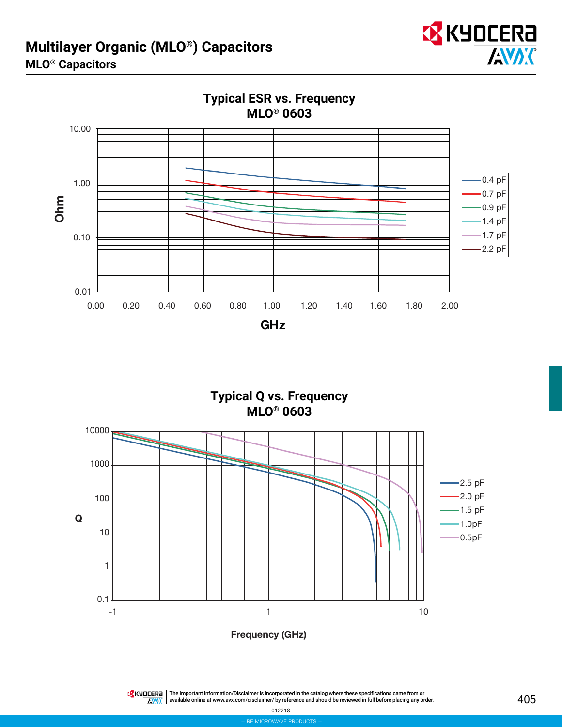# Multilayer Organic (MLO®) Capacitors

## MLO® Capacitors

### Typical ESR vs. Frequency
### MLO® 0603

Ohm (0.01 – 10.00) vs. GHz (0.00 – 2.00)

Legend: 0.4 pF, 0.7 pF, 0.9 pF, 1.4 pF, 1.7 pF, 2.2 pF

### Typical Q vs. Frequency
### MLO® 0603

Q (0.1 – 10000) vs. Frequency (GHz) (-1 – 10)

Legend: 2.5 pF, 2.0 pF, 1.5 pF, 1.0pF, 0.5pF

The Important Information/Disclaimer is incorporated in the catalog where these specifications came from or available online at www.avx.com/disclaimer/ by reference and should be reviewed in full before placing any order.

012218

– RF MICROWAVE PRODUCTS –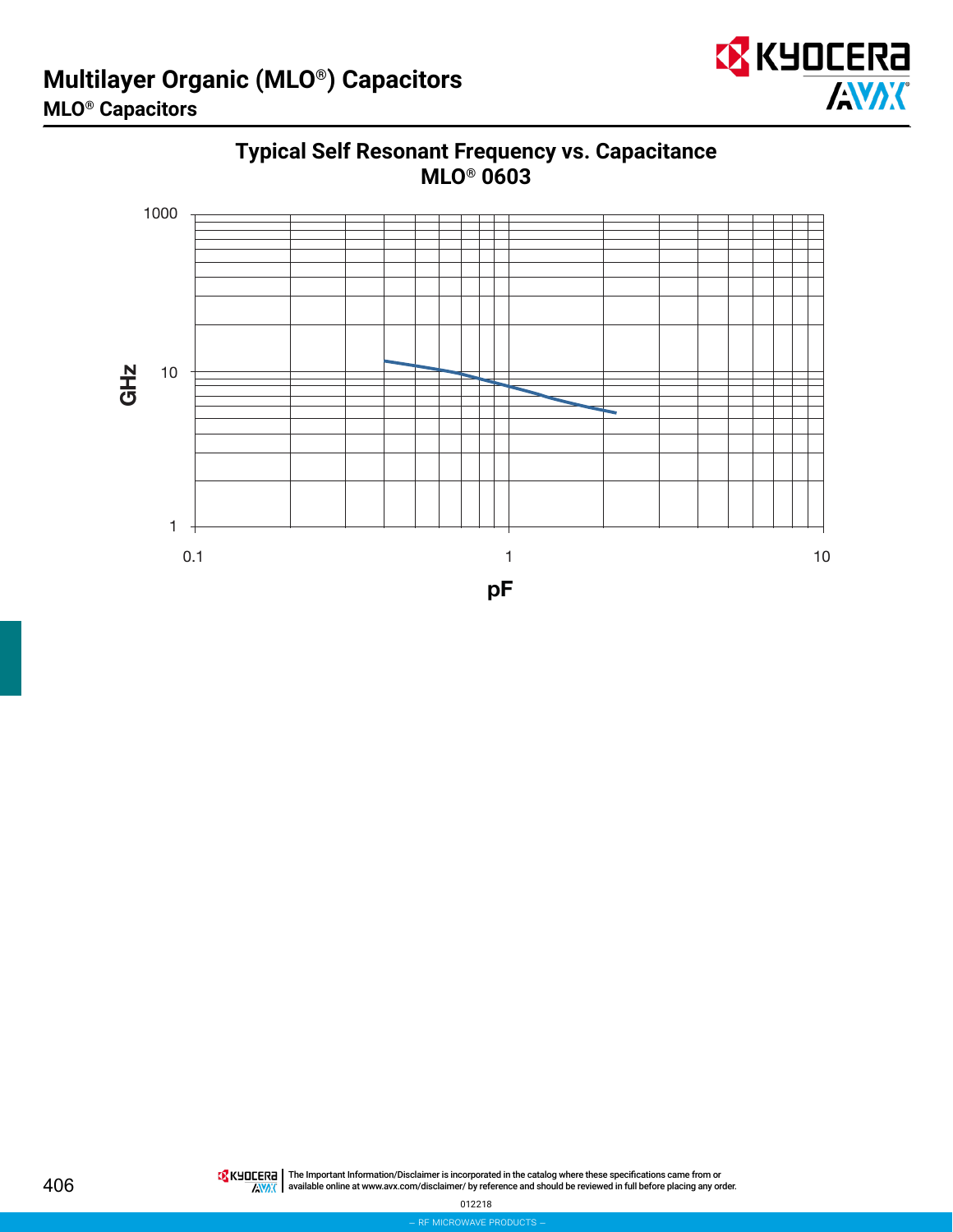## Typical Self Resonant Frequency vs. Capacitance
## MLO® 0603

1000

10

1

GHz

0.1

1

10

pF